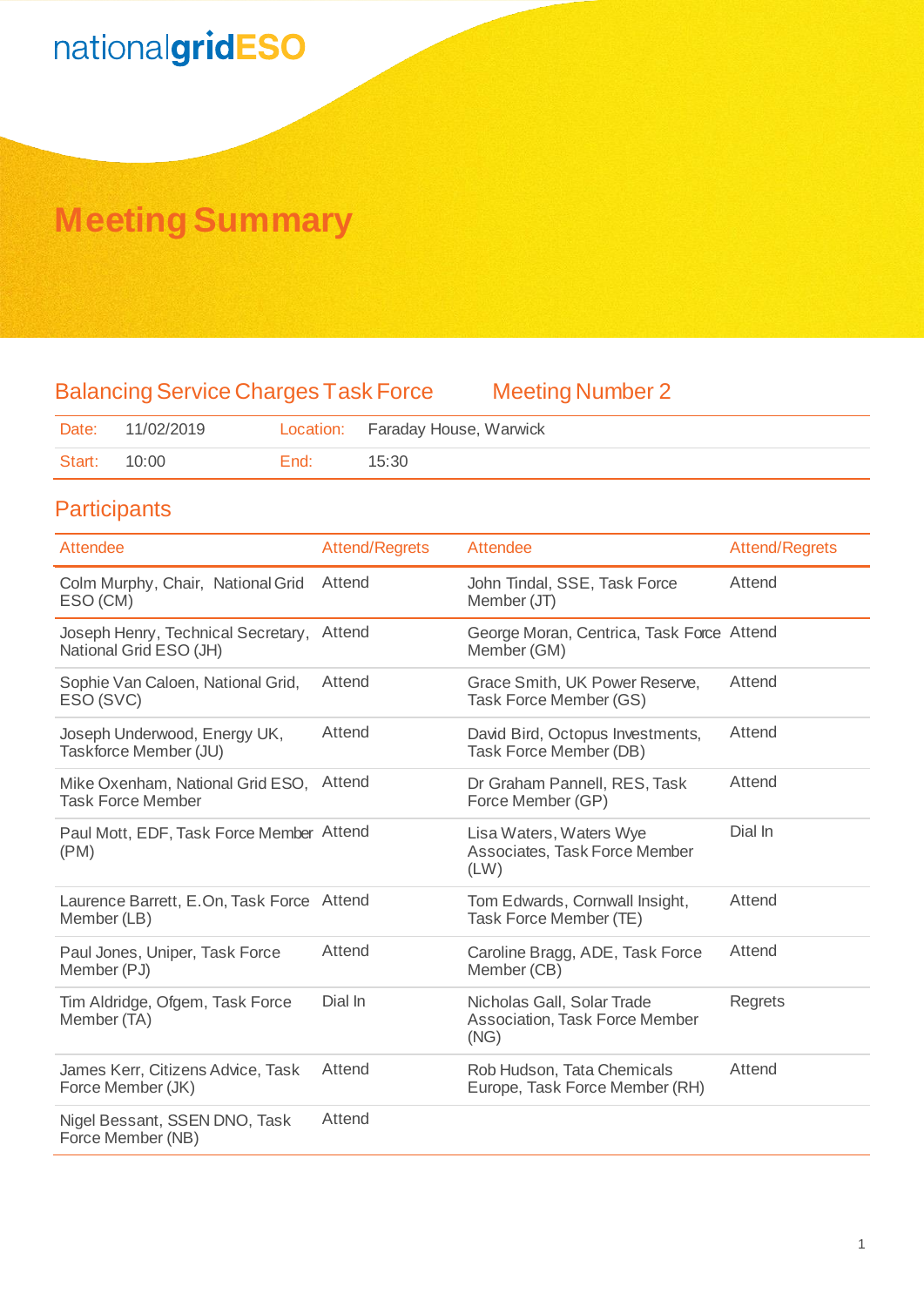nationalgridESO

# Meeting Summary

## Balancing Service Charges Task Force — Meeting Number 2

| Date: | 11/02/2019 | Location: | Faraday House, Warwick |
|---|---|---|---|
| Start: | 10:00 | End: | 15:30 |

## Participants

| Attendee | Attend/Regrets | Attendee | Attend/Regrets |
|---|---|---|---|
| Colm Murphy, Chair, National Grid ESO (CM) | Attend | John Tindal, SSE, Task Force Member (JT) | Attend |
| Joseph Henry, Technical Secretary, National Grid ESO (JH) | Attend | George Moran, Centrica, Task Force Member (GM) | Attend |
| Sophie Van Caloen, National Grid, ESO (SVC) | Attend | Grace Smith, UK Power Reserve, Task Force Member (GS) | Attend |
| Joseph Underwood, Energy UK, Taskforce Member (JU) | Attend | David Bird, Octopus Investments, Task Force Member (DB) | Attend |
| Mike Oxenham, National Grid ESO, Task Force Member | Attend | Dr Graham Pannell, RES, Task Force Member (GP) | Attend |
| Paul Mott, EDF, Task Force Member (PM) | Attend | Lisa Waters, Waters Wye Associates, Task Force Member (LW) | Dial In |
| Laurence Barrett, E.On, Task Force Member (LB) | Attend | Tom Edwards, Cornwall Insight, Task Force Member (TE) | Attend |
| Paul Jones, Uniper, Task Force Member (PJ) | Attend | Caroline Bragg, ADE, Task Force Member (CB) | Attend |
| Tim Aldridge, Ofgem, Task Force Member (TA) | Dial In | Nicholas Gall, Solar Trade Association, Task Force Member (NG) | Regrets |
| James Kerr, Citizens Advice, Task Force Member (JK) | Attend | Rob Hudson, Tata Chemicals Europe, Task Force Member (RH) | Attend |
| Nigel Bessant, SSEN DNO, Task Force Member (NB) | Attend | | |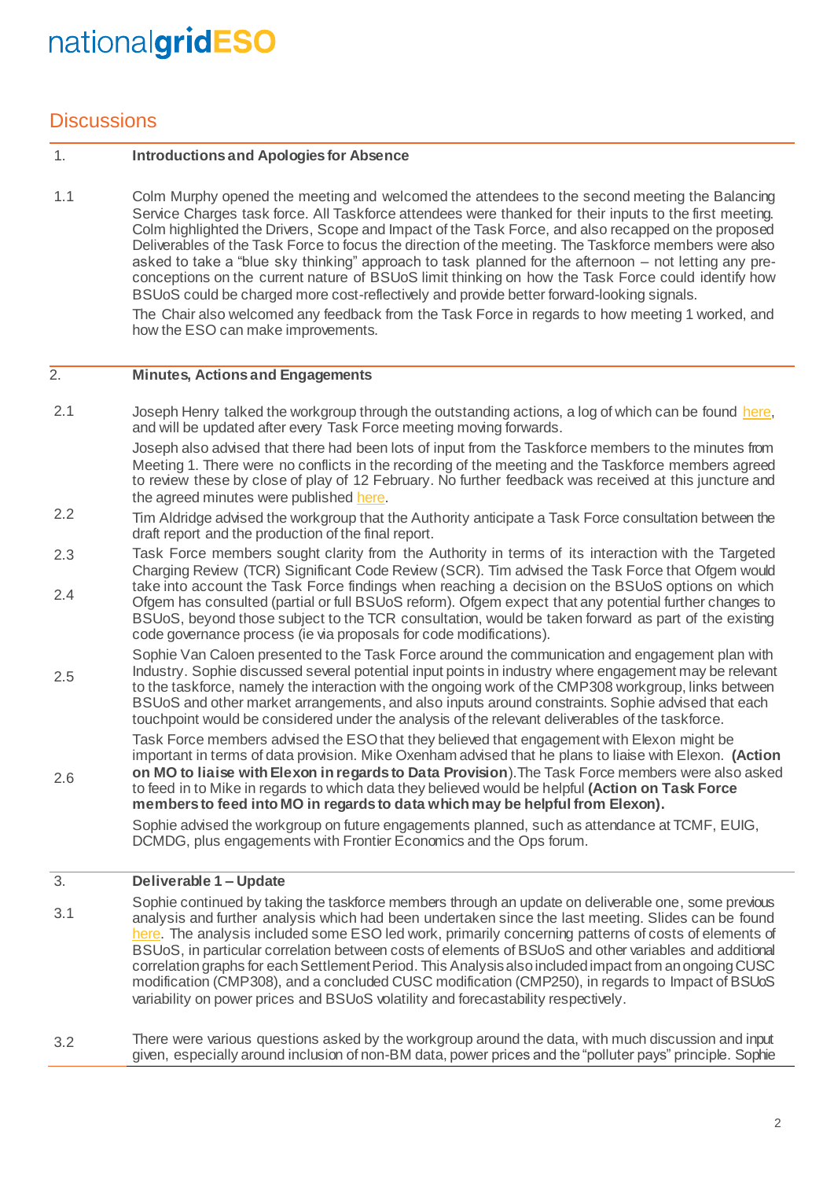## Discussions

| | |
|---|---|
| **1.** | **Introductions and Apologies for Absence** |
| 1.1 | Colm Murphy opened the meeting and welcomed the attendees to the second meeting the Balancing Service Charges task force. All Taskforce attendees were thanked for their inputs to the first meeting. Colm highlighted the Drivers, Scope and Impact of the Task Force, and also recapped on the proposed Deliverables of the Task Force to focus the direction of the meeting. The Taskforce members were also asked to take a "blue sky thinking" approach to task planned for the afternoon – not letting any pre-conceptions on the current nature of BSUoS limit thinking on how the Task Force could identify how BSUoS could be charged more cost-reflectively and provide better forward-looking signals.<br><br>The Chair also welcomed any feedback from the Task Force in regards to how meeting 1 worked, and how the ESO can make improvements. |
| **2.** | **Minutes, Actions and Engagements** |
| 2.1 | Joseph Henry talked the workgroup through the outstanding actions, a log of which can be found here, and will be updated after every Task Force meeting moving forwards.<br><br>Joseph also advised that there had been lots of input from the Taskforce members to the minutes from Meeting 1. There were no conflicts in the recording of the meeting and the Taskforce members agreed to review these by close of play of 12 February. No further feedback was received at this juncture and the agreed minutes were published here. |
| 2.2 | Tim Aldridge advised the workgroup that the Authority anticipate a Task Force consultation between the draft report and the production of the final report. |
| 2.3 | Task Force members sought clarity from the Authority in terms of its interaction with the Targeted Charging Review (TCR) Significant Code Review (SCR). Tim advised the Task Force that Ofgem would take into account the Task Force findings when reaching a decision on the BSUoS options on which Ofgem has consulted (partial or full BSUoS reform). Ofgem expect that any potential further changes to BSUoS, beyond those subject to the TCR consultation, would be taken forward as part of the existing code governance process (ie via proposals for code modifications). |
| 2.4 | Sophie Van Caloen presented to the Task Force around the communication and engagement plan with Industry. Sophie discussed several potential input points in industry where engagement may be relevant to the taskforce, namely the interaction with the ongoing work of the CMP308 workgroup, links between BSUoS and other market arrangements, and also inputs around constraints. Sophie advised that each touchpoint would be considered under the analysis of the relevant deliverables of the taskforce. |
| 2.5 | Task Force members advised the ESO that they believed that engagement with Elexon might be important in terms of data provision. Mike Oxenham advised that he plans to liaise with Elexon. **(Action on MO to liaise with Elexon in regards to Data Provision)**.The Task Force members were also asked to feed in to Mike in regards to which data they believed would be helpful **(Action on Task Force members to feed into MO in regards to data which may be helpful from Elexon).** |
| 2.6 | Sophie advised the workgroup on future engagements planned, such as attendance at TCMF, EUIG, DCMDG, plus engagements with Frontier Economics and the Ops forum. |
| **3.** | **Deliverable 1 – Update** |
| 3.1 | Sophie continued by taking the taskforce members through an update on deliverable one, some previous analysis and further analysis which had been undertaken since the last meeting. Slides can be found here. The analysis included some ESO led work, primarily concerning patterns of costs of elements of BSUoS, in particular correlation between costs of elements of BSUoS and other variables and additional correlation graphs for each Settlement Period. This Analysis also included impact from an ongoing CUSC modification (CMP308), and a concluded CUSC modification (CMP250), in regards to Impact of BSUoS variability on power prices and BSUoS volatility and forecastability respectively. |
| 3.2 | There were various questions asked by the workgroup around the data, with much discussion and input given, especially around inclusion of non-BM data, power prices and the "polluter pays" principle. Sophie |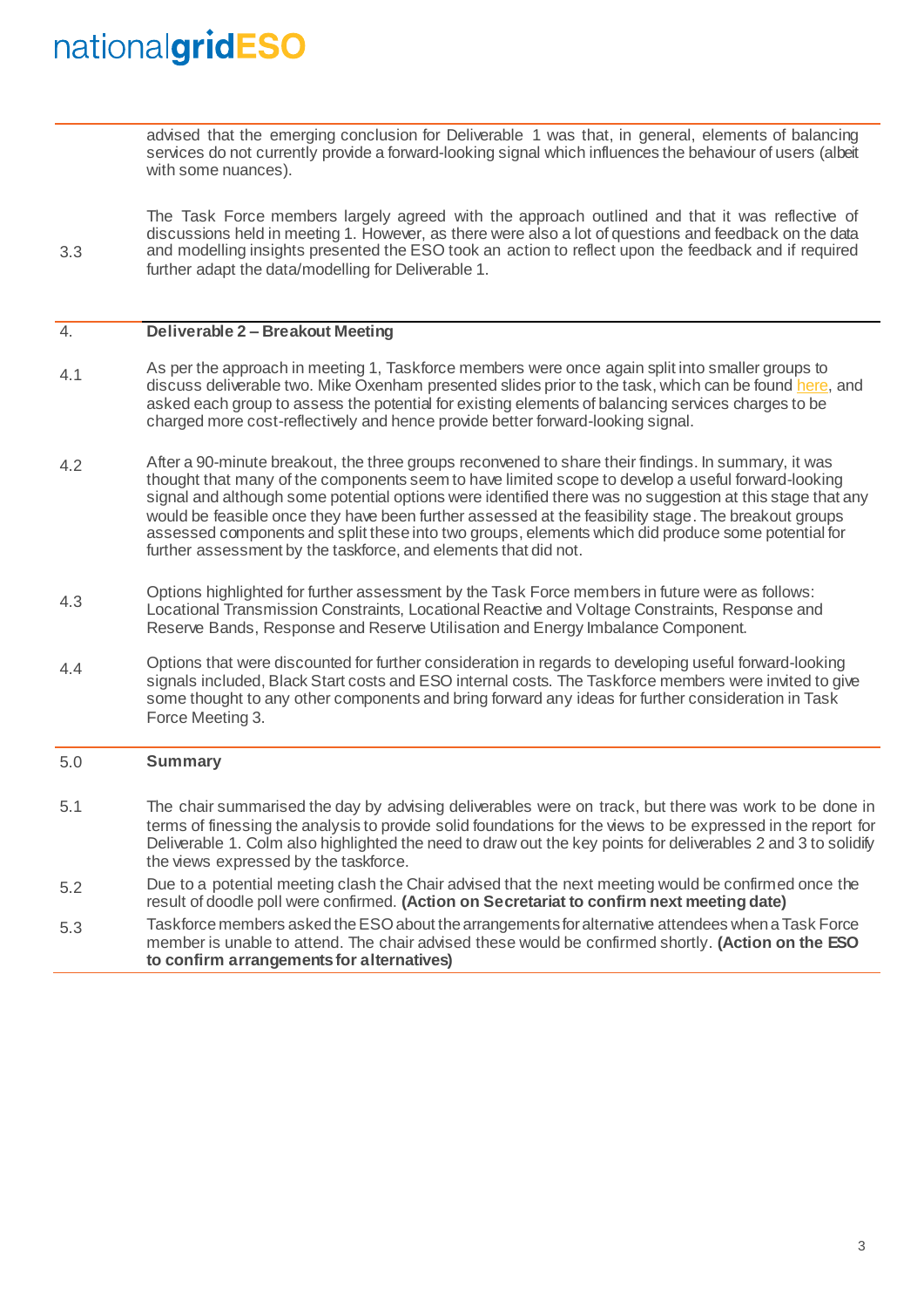advised that the emerging conclusion for Deliverable 1 was that, in general, elements of balancing services do not currently provide a forward-looking signal which influences the behaviour of users (albeit with some nuances).

3.3 The Task Force members largely agreed with the approach outlined and that it was reflective of discussions held in meeting 1. However, as there were also a lot of questions and feedback on the data and modelling insights presented the ESO took an action to reflect upon the feedback and if required further adapt the data/modelling for Deliverable 1.

## 4. Deliverable 2 – Breakout Meeting

4.1 As per the approach in meeting 1, Taskforce members were once again split into smaller groups to discuss deliverable two. Mike Oxenham presented slides prior to the task, which can be found here, and asked each group to assess the potential for existing elements of balancing services charges to be charged more cost-reflectively and hence provide better forward-looking signal.

4.2 After a 90-minute breakout, the three groups reconvened to share their findings. In summary, it was thought that many of the components seem to have limited scope to develop a useful forward-looking signal and although some potential options were identified there was no suggestion at this stage that any would be feasible once they have been further assessed at the feasibility stage. The breakout groups assessed components and split these into two groups, elements which did produce some potential for further assessment by the taskforce, and elements that did not.

4.3 Options highlighted for further assessment by the Task Force members in future were as follows: Locational Transmission Constraints, Locational Reactive and Voltage Constraints, Response and Reserve Bands, Response and Reserve Utilisation and Energy Imbalance Component.

4.4 Options that were discounted for further consideration in regards to developing useful forward-looking signals included, Black Start costs and ESO internal costs. The Taskforce members were invited to give some thought to any other components and bring forward any ideas for further consideration in Task Force Meeting 3.

## 5.0 Summary

5.1 The chair summarised the day by advising deliverables were on track, but there was work to be done in terms of finessing the analysis to provide solid foundations for the views to be expressed in the report for Deliverable 1. Colm also highlighted the need to draw out the key points for deliverables 2 and 3 to solidify the views expressed by the taskforce.

5.2 Due to a potential meeting clash the Chair advised that the next meeting would be confirmed once the result of doodle poll were confirmed. **(Action on Secretariat to confirm next meeting date)**

5.3 Taskforce members asked the ESO about the arrangements for alternative attendees when a Task Force member is unable to attend. The chair advised these would be confirmed shortly. **(Action on the ESO to confirm arrangements for alternatives)**